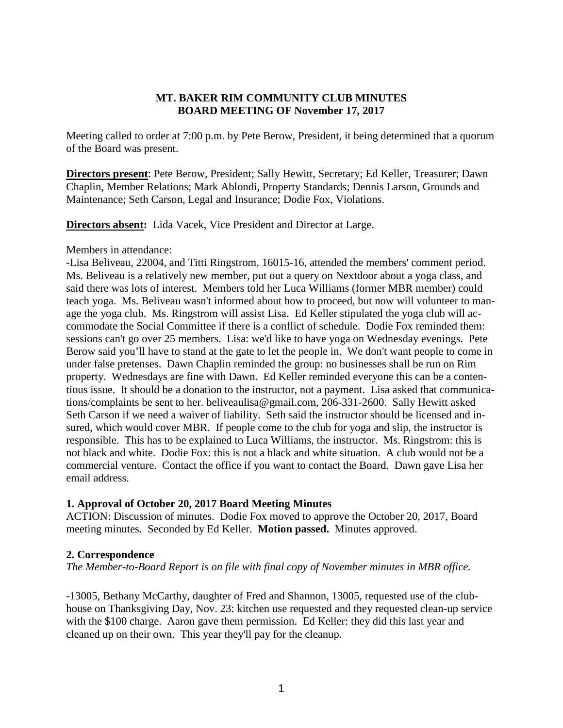**MT. BAKER RIM COMMUNITY CLUB MINUTES**
**BOARD MEETING OF November 17, 2017**

Meeting called to order at 7:00 p.m. by Pete Berow, President, it being determined that a quorum of the Board was present.

**Directors present**: Pete Berow, President; Sally Hewitt, Secretary; Ed Keller, Treasurer; Dawn Chaplin, Member Relations; Mark Ablondi, Property Standards; Dennis Larson, Grounds and Maintenance; Seth Carson, Legal and Insurance; Dodie Fox, Violations.

**Directors absent:** Lida Vacek, Vice President and Director at Large.

Members in attendance:

-Lisa Beliveau, 22004, and Titti Ringstrom, 16015-16, attended the members' comment period. Ms. Beliveau is a relatively new member, put out a query on Nextdoor about a yoga class, and said there was lots of interest. Members told her Luca Williams (former MBR member) could teach yoga. Ms. Beliveau wasn't informed about how to proceed, but now will volunteer to manage the yoga club. Ms. Ringstrom will assist Lisa. Ed Keller stipulated the yoga club will accommodate the Social Committee if there is a conflict of schedule. Dodie Fox reminded them: sessions can't go over 25 members. Lisa: we'd like to have yoga on Wednesday evenings. Pete Berow said you'll have to stand at the gate to let the people in. We don't want people to come in under false pretenses. Dawn Chaplin reminded the group: no businesses shall be run on Rim property. Wednesdays are fine with Dawn. Ed Keller reminded everyone this can be a contentious issue. It should be a donation to the instructor, not a payment. Lisa asked that communications/complaints be sent to her. beliveaulisa@gmail.com, 206-331-2600. Sally Hewitt asked Seth Carson if we need a waiver of liability. Seth said the instructor should be licensed and insured, which would cover MBR. If people come to the club for yoga and slip, the instructor is responsible. This has to be explained to Luca Williams, the instructor. Ms. Ringstrom: this is not black and white. Dodie Fox: this is not a black and white situation. A club would not be a commercial venture. Contact the office if you want to contact the Board. Dawn gave Lisa her email address.

**1. Approval of October 20, 2017 Board Meeting Minutes**

ACTION: Discussion of minutes. Dodie Fox moved to approve the October 20, 2017, Board meeting minutes. Seconded by Ed Keller. **Motion passed.** Minutes approved.

**2. Correspondence**

*The Member-to-Board Report is on file with final copy of November minutes in MBR office.*

-13005, Bethany McCarthy, daughter of Fred and Shannon, 13005, requested use of the clubhouse on Thanksgiving Day, Nov. 23: kitchen use requested and they requested clean-up service with the $100 charge. Aaron gave them permission. Ed Keller: they did this last year and cleaned up on their own. This year they'll pay for the cleanup.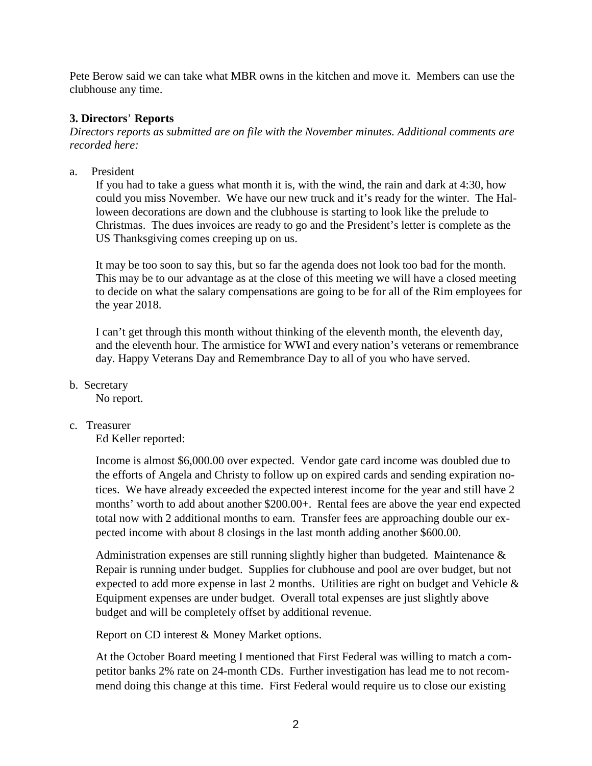Pete Berow said we can take what MBR owns in the kitchen and move it. Members can use the clubhouse any time.

**3. Directors' Reports**

*Directors reports as submitted are on file with the November minutes. Additional comments are recorded here:*

a. President

If you had to take a guess what month it is, with the wind, the rain and dark at 4:30, how could you miss November. We have our new truck and it's ready for the winter. The Halloween decorations are down and the clubhouse is starting to look like the prelude to Christmas. The dues invoices are ready to go and the President's letter is complete as the US Thanksgiving comes creeping up on us.

It may be too soon to say this, but so far the agenda does not look too bad for the month. This may be to our advantage as at the close of this meeting we will have a closed meeting to decide on what the salary compensations are going to be for all of the Rim employees for the year 2018.

I can't get through this month without thinking of the eleventh month, the eleventh day, and the eleventh hour. The armistice for WWI and every nation's veterans or remembrance day. Happy Veterans Day and Remembrance Day to all of you who have served.

b. Secretary

No report.

c. Treasurer

Ed Keller reported:

Income is almost $6,000.00 over expected. Vendor gate card income was doubled due to the efforts of Angela and Christy to follow up on expired cards and sending expiration notices. We have already exceeded the expected interest income for the year and still have 2 months' worth to add about another $200.00+. Rental fees are above the year end expected total now with 2 additional months to earn. Transfer fees are approaching double our expected income with about 8 closings in the last month adding another $600.00.

Administration expenses are still running slightly higher than budgeted. Maintenance & Repair is running under budget. Supplies for clubhouse and pool are over budget, but not expected to add more expense in last 2 months. Utilities are right on budget and Vehicle & Equipment expenses are under budget. Overall total expenses are just slightly above budget and will be completely offset by additional revenue.

Report on CD interest & Money Market options.

At the October Board meeting I mentioned that First Federal was willing to match a competitor banks 2% rate on 24-month CDs. Further investigation has lead me to not recommend doing this change at this time. First Federal would require us to close our existing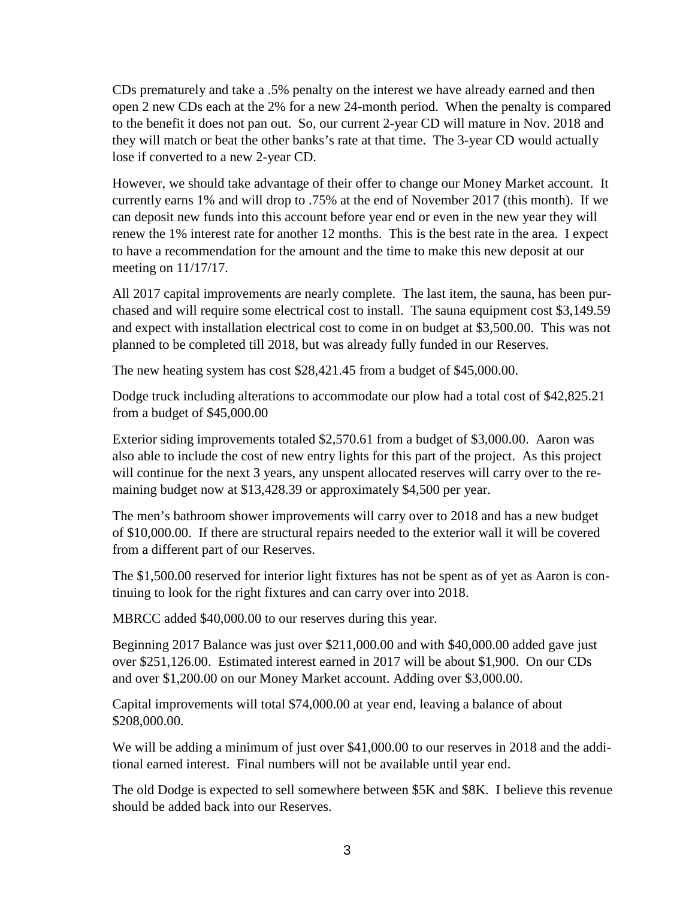CDs prematurely and take a .5% penalty on the interest we have already earned and then open 2 new CDs each at the 2% for a new 24-month period. When the penalty is compared to the benefit it does not pan out. So, our current 2-year CD will mature in Nov. 2018 and they will match or beat the other banks's rate at that time. The 3-year CD would actually lose if converted to a new 2-year CD.

However, we should take advantage of their offer to change our Money Market account. It currently earns 1% and will drop to .75% at the end of November 2017 (this month). If we can deposit new funds into this account before year end or even in the new year they will renew the 1% interest rate for another 12 months. This is the best rate in the area. I expect to have a recommendation for the amount and the time to make this new deposit at our meeting on 11/17/17.

All 2017 capital improvements are nearly complete. The last item, the sauna, has been purchased and will require some electrical cost to install. The sauna equipment cost $3,149.59 and expect with installation electrical cost to come in on budget at $3,500.00. This was not planned to be completed till 2018, but was already fully funded in our Reserves.

The new heating system has cost $28,421.45 from a budget of $45,000.00.

Dodge truck including alterations to accommodate our plow had a total cost of $42,825.21 from a budget of $45,000.00

Exterior siding improvements totaled $2,570.61 from a budget of $3,000.00. Aaron was also able to include the cost of new entry lights for this part of the project. As this project will continue for the next 3 years, any unspent allocated reserves will carry over to the remaining budget now at $13,428.39 or approximately $4,500 per year.

The men's bathroom shower improvements will carry over to 2018 and has a new budget of $10,000.00. If there are structural repairs needed to the exterior wall it will be covered from a different part of our Reserves.

The $1,500.00 reserved for interior light fixtures has not be spent as of yet as Aaron is continuing to look for the right fixtures and can carry over into 2018.

MBRCC added $40,000.00 to our reserves during this year.

Beginning 2017 Balance was just over $211,000.00 and with $40,000.00 added gave just over $251,126.00. Estimated interest earned in 2017 will be about $1,900. On our CDs and over $1,200.00 on our Money Market account. Adding over $3,000.00.

Capital improvements will total $74,000.00 at year end, leaving a balance of about $208,000.00.

We will be adding a minimum of just over $41,000.00 to our reserves in 2018 and the additional earned interest. Final numbers will not be available until year end.

The old Dodge is expected to sell somewhere between $5K and $8K. I believe this revenue should be added back into our Reserves.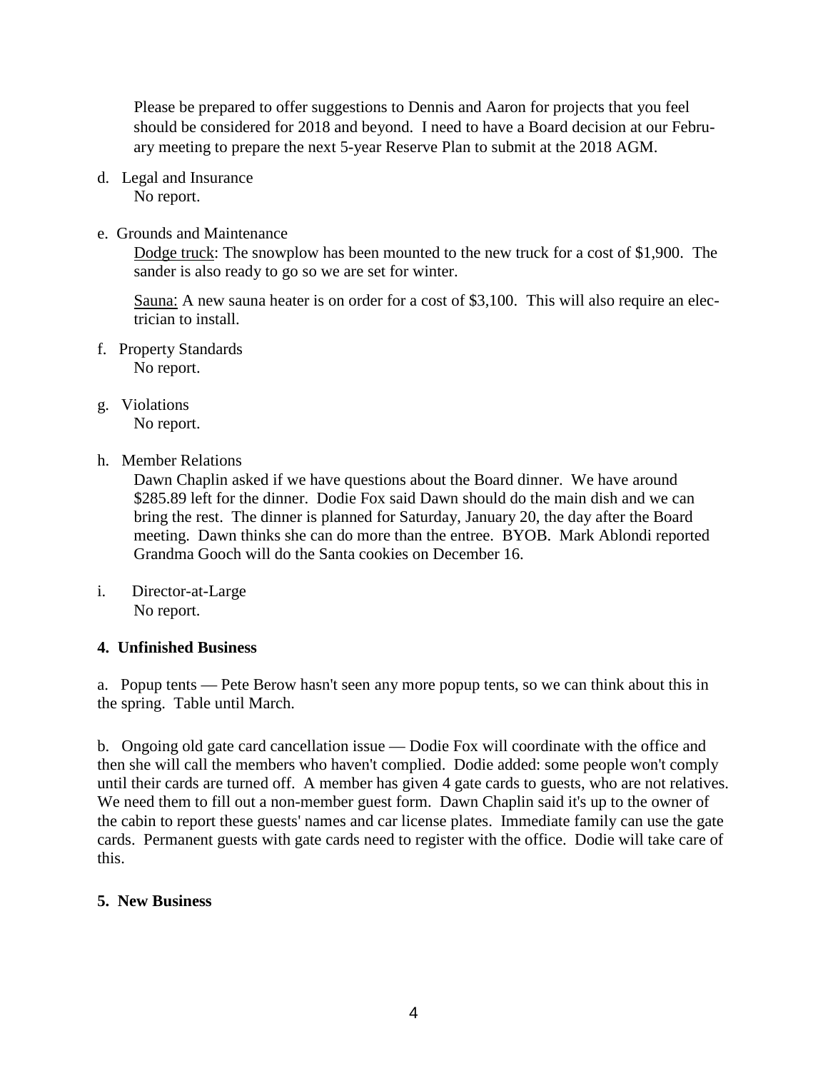Please be prepared to offer suggestions to Dennis and Aaron for projects that you feel should be considered for 2018 and beyond. I need to have a Board decision at our February meeting to prepare the next 5-year Reserve Plan to submit at the 2018 AGM.

d. Legal and Insurance
   No report.

e. Grounds and Maintenance
   Dodge truck: The snowplow has been mounted to the new truck for a cost of $1,900. The sander is also ready to go so we are set for winter.

   Sauna: A new sauna heater is on order for a cost of $3,100. This will also require an electrician to install.

f. Property Standards
   No report.

g. Violations
   No report.

h. Member Relations
   Dawn Chaplin asked if we have questions about the Board dinner. We have around $285.89 left for the dinner. Dodie Fox said Dawn should do the main dish and we can bring the rest. The dinner is planned for Saturday, January 20, the day after the Board meeting. Dawn thinks she can do more than the entree. BYOB. Mark Ablondi reported Grandma Gooch will do the Santa cookies on December 16.

i. Director-at-Large
   No report.

**4. Unfinished Business**

a. Popup tents — Pete Berow hasn't seen any more popup tents, so we can think about this in the spring. Table until March.

b. Ongoing old gate card cancellation issue — Dodie Fox will coordinate with the office and then she will call the members who haven't complied. Dodie added: some people won't comply until their cards are turned off. A member has given 4 gate cards to guests, who are not relatives. We need them to fill out a non-member guest form. Dawn Chaplin said it's up to the owner of the cabin to report these guests' names and car license plates. Immediate family can use the gate cards. Permanent guests with gate cards need to register with the office. Dodie will take care of this.

**5. New Business**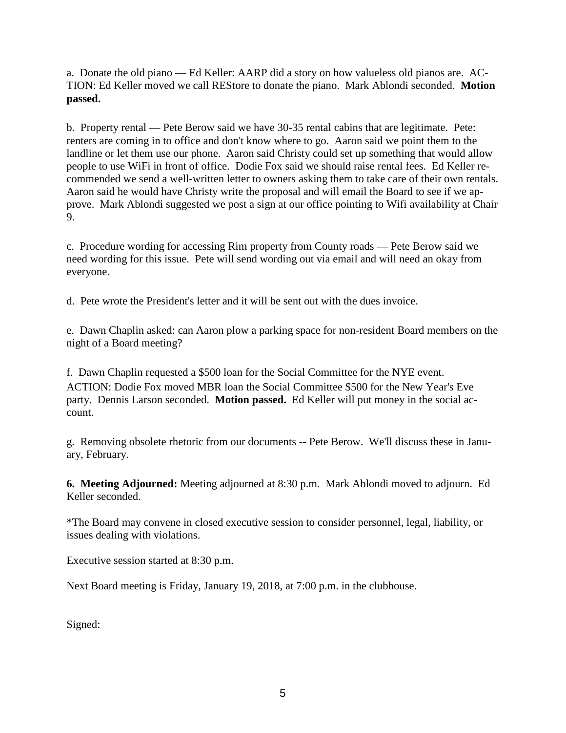a. Donate the old piano — Ed Keller: AARP did a story on how valueless old pianos are. ACTION: Ed Keller moved we call REStore to donate the piano. Mark Ablondi seconded. **Motion passed.**

b. Property rental — Pete Berow said we have 30-35 rental cabins that are legitimate. Pete: renters are coming in to office and don't know where to go. Aaron said we point them to the landline or let them use our phone. Aaron said Christy could set up something that would allow people to use WiFi in front of office. Dodie Fox said we should raise rental fees. Ed Keller recommended we send a well-written letter to owners asking them to take care of their own rentals. Aaron said he would have Christy write the proposal and will email the Board to see if we approve. Mark Ablondi suggested we post a sign at our office pointing to Wifi availability at Chair 9.

c. Procedure wording for accessing Rim property from County roads — Pete Berow said we need wording for this issue. Pete will send wording out via email and will need an okay from everyone.

d. Pete wrote the President's letter and it will be sent out with the dues invoice.

e. Dawn Chaplin asked: can Aaron plow a parking space for non-resident Board members on the night of a Board meeting?

f. Dawn Chaplin requested a $500 loan for the Social Committee for the NYE event. ACTION: Dodie Fox moved MBR loan the Social Committee $500 for the New Year's Eve party. Dennis Larson seconded. **Motion passed.** Ed Keller will put money in the social account.

g. Removing obsolete rhetoric from our documents -- Pete Berow. We'll discuss these in January, February.

**6. Meeting Adjourned:** Meeting adjourned at 8:30 p.m. Mark Ablondi moved to adjourn. Ed Keller seconded.

*The Board may convene in closed executive session to consider personnel, legal, liability, or issues dealing with violations.

Executive session started at 8:30 p.m.

Next Board meeting is Friday, January 19, 2018, at 7:00 p.m. in the clubhouse.

Signed: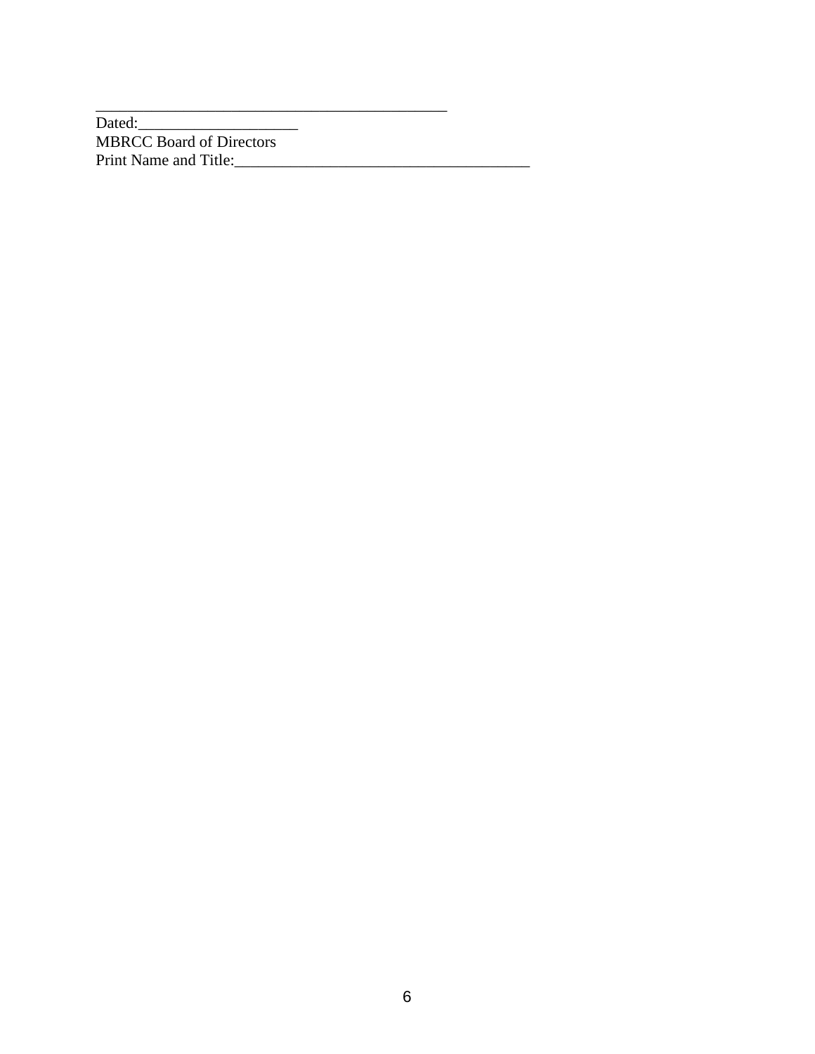_____________________________________________
Dated:____________________
MBRCC Board of Directors
Print Name and Title:______________________________________